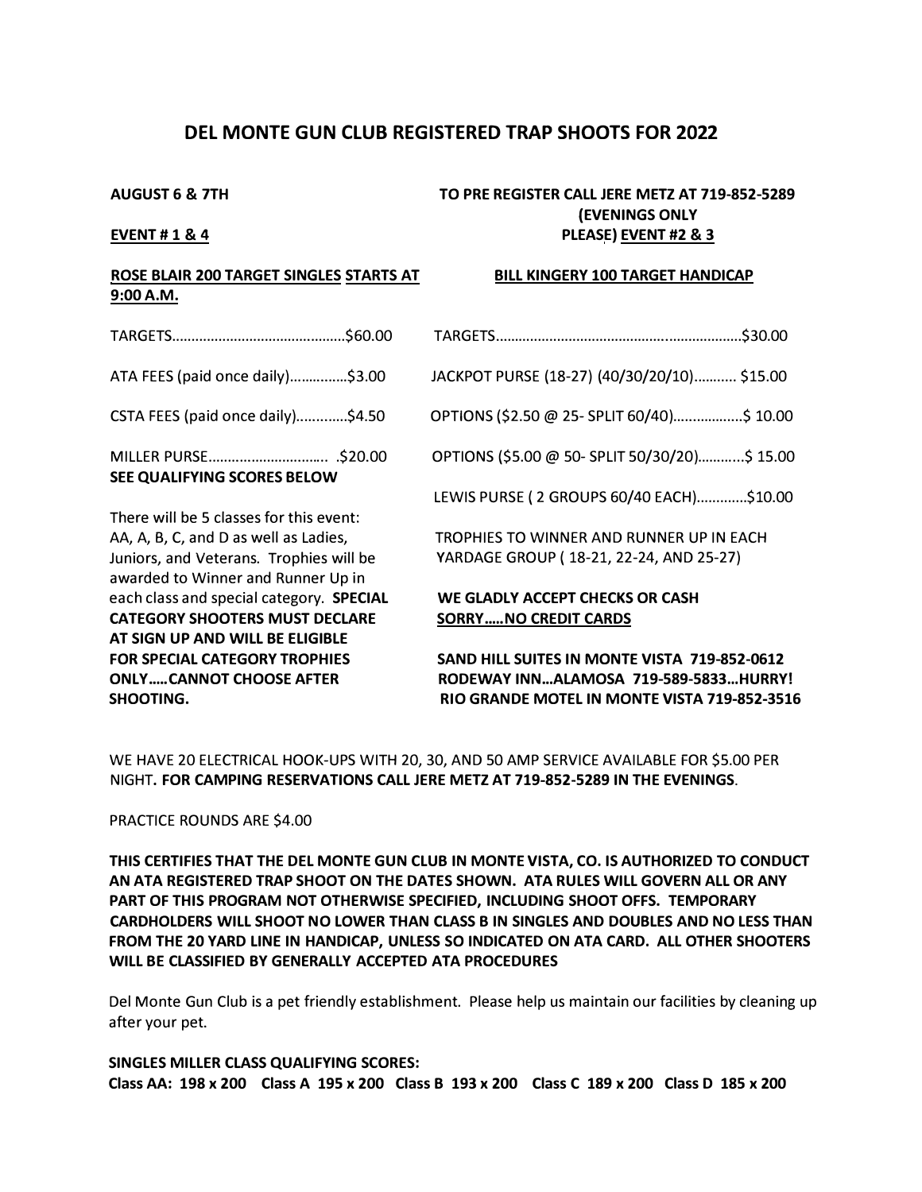# DEL MONTE GUN CLUB REGISTERED TRAP SHOOTS FOR 2022

**AUGUST 6 & 7TH**

**TO PRE REGISTER CALL JERE METZ AT 719-852-5289 (EVENINGS ONLY PLEASE)**

**EVENT # 1 & 4**

**ROSE BLAIR 200 TARGET SINGLES STARTS AT 9:00 A.M.**

TARGETS……………………………………..$60.00

ATA FEES (paid once daily)……………$3.00

CSTA FEES (paid once daily)………….$4.50

MILLER PURSE………………………….. .$20.00

**SEE QUALIFYING SCORES BELOW**

There will be 5 classes for this event: AA, A, B, C, and D as well as Ladies, Juniors, and Veterans. Trophies will be awarded to Winner and Runner Up in each class and special category. **SPECIAL CATEGORY SHOOTERS MUST DECLARE AT SIGN UP AND WILL BE ELIGIBLE FOR SPECIAL CATEGORY TROPHIES ONLY…..CANNOT CHOOSE AFTER SHOOTING.**

**EVENT #2 & 3**

**BILL KINGERY 100 TARGET HANDICAP**

TARGETS……………………………………………………….$30.00

JACKPOT PURSE (18-27) (40/30/20/10)……….. $15.00

OPTIONS ($2.50 @ 25- SPLIT 60/40)………………$ 10.00

OPTIONS ($5.00 @ 50- SPLIT 50/30/20)………..$ 15.00

LEWIS PURSE ( 2 GROUPS 60/40 EACH)………….$10.00

TROPHIES TO WINNER AND RUNNER UP IN EACH YARDAGE GROUP ( 18-21, 22-24, AND 25-27)

**WE GLADLY ACCEPT CHECKS OR CASH SORRY…..NO CREDIT CARDS**

**SAND HILL SUITES IN MONTE VISTA 719-852-0612**
**RODEWAY INN…ALAMOSA 719-589-5833…HURRY!**
**RIO GRANDE MOTEL IN MONTE VISTA 719-852-3516**

WE HAVE 20 ELECTRICAL HOOK-UPS WITH 20, 30, AND 50 AMP SERVICE AVAILABLE FOR $5.00 PER NIGHT. **FOR CAMPING RESERVATIONS CALL JERE METZ AT 719-852-5289 IN THE EVENINGS**.

PRACTICE ROUNDS ARE $4.00

**THIS CERTIFIES THAT THE DEL MONTE GUN CLUB IN MONTE VISTA, CO. IS AUTHORIZED TO CONDUCT AN ATA REGISTERED TRAP SHOOT ON THE DATES SHOWN. ATA RULES WILL GOVERN ALL OR ANY PART OF THIS PROGRAM NOT OTHERWISE SPECIFIED, INCLUDING SHOOT OFFS. TEMPORARY CARDHOLDERS WILL SHOOT NO LOWER THAN CLASS B IN SINGLES AND DOUBLES AND NO LESS THAN FROM THE 20 YARD LINE IN HANDICAP, UNLESS SO INDICATED ON ATA CARD. ALL OTHER SHOOTERS WILL BE CLASSIFIED BY GENERALLY ACCEPTED ATA PROCEDURES**

Del Monte Gun Club is a pet friendly establishment. Please help us maintain our facilities by cleaning up after your pet.

**SINGLES MILLER CLASS QUALIFYING SCORES:**
**Class AA: 198 x 200 Class A 195 x 200 Class B 193 x 200 Class C 189 x 200 Class D 185 x 200**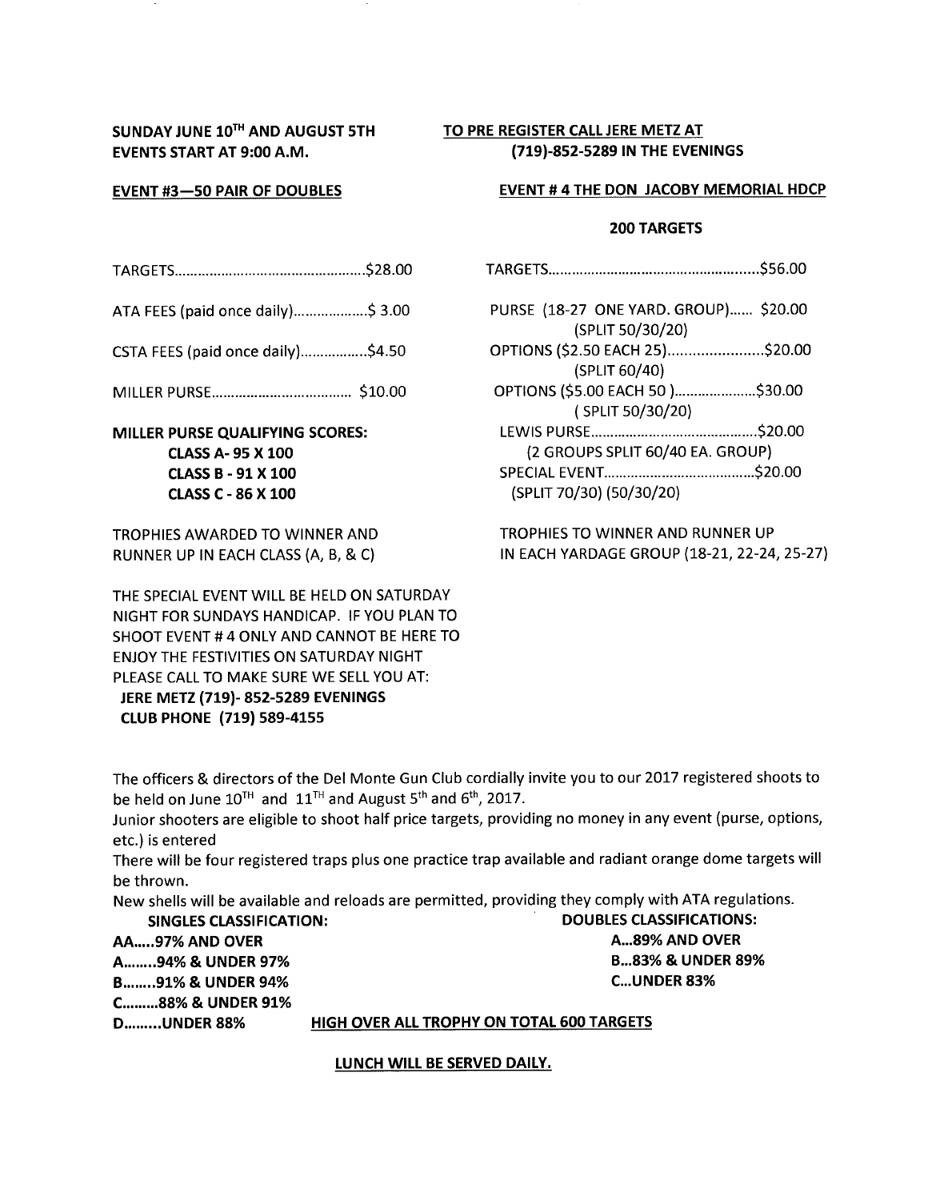**SUNDAY JUNE 10TH AND AUGUST 5TH**
**EVENTS START AT 9:00 A.M.**

**TO PRE REGISTER CALL JERE METZ AT (719)-852-5289 IN THE EVENINGS**

**EVENT #3—50 PAIR OF DOUBLES**

TARGETS.................................................$28.00

ATA FEES (paid once daily)...................$ 3.00

CSTA FEES (paid once daily).................$4.50

MILLER PURSE.................................... $10.00

**MILLER PURSE QUALIFYING SCORES:**

**CLASS A- 95 X 100**
**CLASS B - 91 X 100**
**CLASS C - 86 X 100**

TROPHIES AWARDED TO WINNER AND RUNNER UP IN EACH CLASS (A, B, & C)

THE SPECIAL EVENT WILL BE HELD ON SATURDAY NIGHT FOR SUNDAYS HANDICAP. IF YOU PLAN TO SHOOT EVENT # 4 ONLY AND CANNOT BE HERE TO ENJOY THE FESTIVITIES ON SATURDAY NIGHT PLEASE CALL TO MAKE SURE WE SELL YOU AT:

**JERE METZ (719)- 852-5289 EVENINGS**
**CLUB PHONE (719) 589-4155**

**EVENT # 4 THE DON JACOBY MEMORIAL HDCP**

**200 TARGETS**

TARGETS.....................................................$56.00

PURSE (18-27 ONE YARD. GROUP)...... $20.00
(SPLIT 50/30/20)

OPTIONS ($2.50 EACH 25).......................$20.00
(SPLIT 60/40)

OPTIONS ($5.00 EACH 50 ).....................$30.00
( SPLIT 50/30/20)

LEWIS PURSE...........................................$20.00
(2 GROUPS SPLIT 60/40 EA. GROUP)

SPECIAL EVENT.......................................$20.00
(SPLIT 70/30) (50/30/20)

TROPHIES TO WINNER AND RUNNER UP IN EACH YARDAGE GROUP (18-21, 22-24, 25-27)

The officers & directors of the Del Monte Gun Club cordially invite you to our 2017 registered shoots to be held on June 10TH and 11TH and August 5th and 6th, 2017.

Junior shooters are eligible to shoot half price targets, providing no money in any event (purse, options, etc.) is entered

There will be four registered traps plus one practice trap available and radiant orange dome targets will be thrown.

New shells will be available and reloads are permitted, providing they comply with ATA regulations.

**SINGLES CLASSIFICATION:**

**AA.....97% AND OVER**
**A........94% & UNDER 97%**
**B........91% & UNDER 94%**
**C.........88% & UNDER 91%**
**D.........UNDER 88%**

**DOUBLES CLASSIFICATIONS:**

**A...89% AND OVER**
**B...83% & UNDER 89%**
**C...UNDER 83%**

**HIGH OVER ALL TROPHY ON TOTAL 600 TARGETS**

**LUNCH WILL BE SERVED DAILY.**